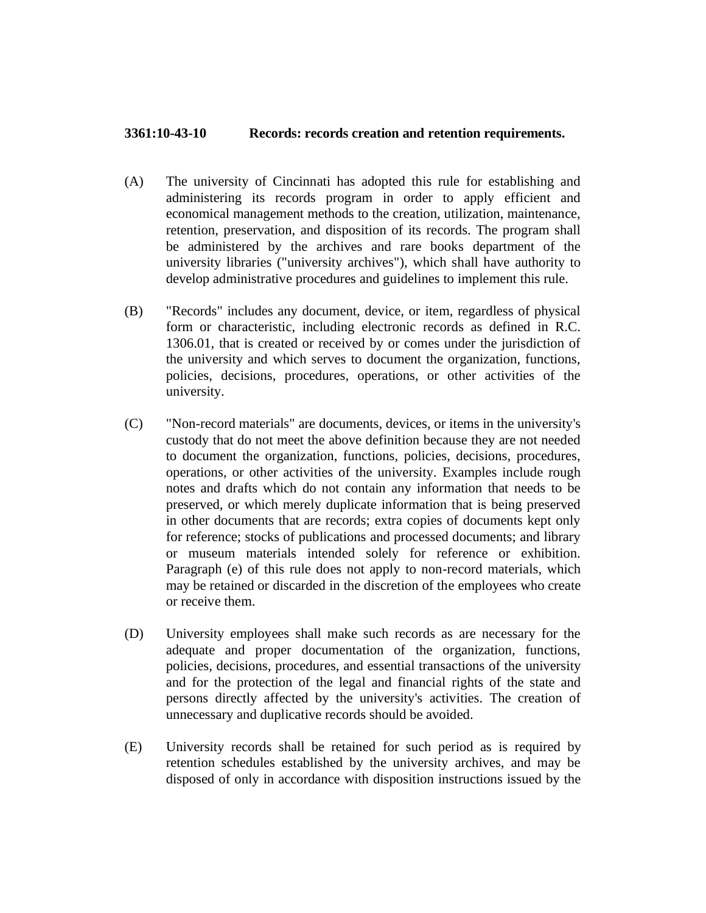**3361:10-43-10 Records: records creation and retention requirements.**

(A) The university of Cincinnati has adopted this rule for establishing and administering its records program in order to apply efficient and economical management methods to the creation, utilization, maintenance, retention, preservation, and disposition of its records. The program shall be administered by the archives and rare books department of the university libraries ("university archives"), which shall have authority to develop administrative procedures and guidelines to implement this rule.

(B) "Records" includes any document, device, or item, regardless of physical form or characteristic, including electronic records as defined in R.C. 1306.01, that is created or received by or comes under the jurisdiction of the university and which serves to document the organization, functions, policies, decisions, procedures, operations, or other activities of the university.

(C) "Non-record materials" are documents, devices, or items in the university's custody that do not meet the above definition because they are not needed to document the organization, functions, policies, decisions, procedures, operations, or other activities of the university. Examples include rough notes and drafts which do not contain any information that needs to be preserved, or which merely duplicate information that is being preserved in other documents that are records; extra copies of documents kept only for reference; stocks of publications and processed documents; and library or museum materials intended solely for reference or exhibition. Paragraph (e) of this rule does not apply to non-record materials, which may be retained or discarded in the discretion of the employees who create or receive them.

(D) University employees shall make such records as are necessary for the adequate and proper documentation of the organization, functions, policies, decisions, procedures, and essential transactions of the university and for the protection of the legal and financial rights of the state and persons directly affected by the university's activities. The creation of unnecessary and duplicative records should be avoided.

(E) University records shall be retained for such period as is required by retention schedules established by the university archives, and may be disposed of only in accordance with disposition instructions issued by the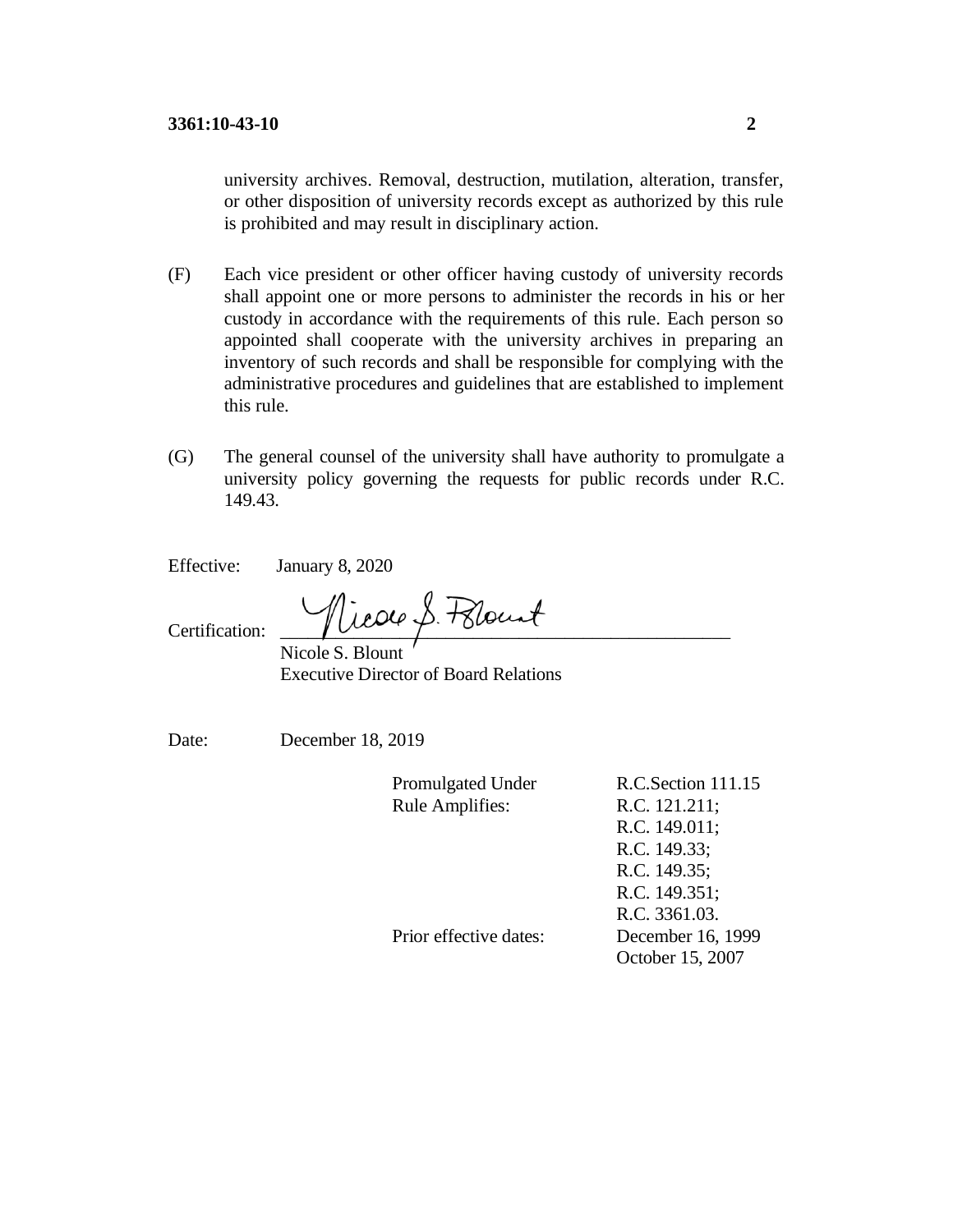university archives. Removal, destruction, mutilation, alteration, transfer, or other disposition of university records except as authorized by this rule is prohibited and may result in disciplinary action.

(F) Each vice president or other officer having custody of university records shall appoint one or more persons to administer the records in his or her custody in accordance with the requirements of this rule. Each person so appointed shall cooperate with the university archives in preparing an inventory of such records and shall be responsible for complying with the administrative procedures and guidelines that are established to implement this rule.

(G) The general counsel of the university shall have authority to promulgate a university policy governing the requests for public records under R.C. 149.43.

Effective: January 8, 2020

Certification: Nicole S. Blount

Nicole S. Blount
Executive Director of Board Relations

Date: December 18, 2019

| | |
|---|---|
| Promulgated Under | R.C.Section 111.15 |
| Rule Amplifies: | R.C. 121.211; |
| | R.C. 149.011; |
| | R.C. 149.33; |
| | R.C. 149.35; |
| | R.C. 149.351; |
| | R.C. 3361.03. |
| Prior effective dates: | December 16, 1999 |
| | October 15, 2007 |